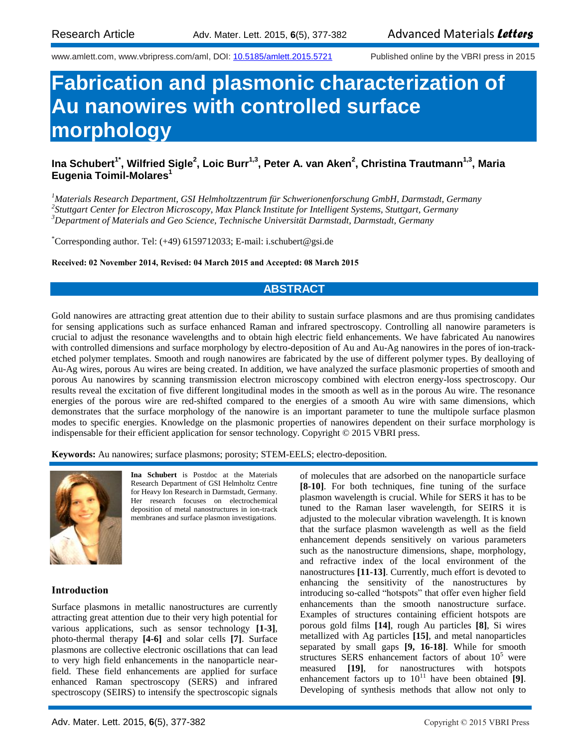Research Article

www.amlett.com, www.vbripress.com/aml, DOI: 10.5185/amlett.2015.5721 Published online by the VBRI press in 2015

# Fabrication and plasmonic characterization of Au nanowires with controlled surface morphology

**Ina Schubert[1*], Wilfried Sigle[2], Loic Burr[1,3], Peter A. van Aken[2], Christina Trautmann[1,3], Maria Eugenia Toimil-Molares[1]**

[1]*Materials Research Department, GSI Helmholtzzentrum für Schwerionenforschung GmbH, Darmstadt, Germany*
[2]*Stuttgart Center for Electron Microscopy, Max Planck Institute for Intelligent Systems, Stuttgart, Germany*
[3]*Department of Materials and Geo Science, Technische Universität Darmstadt, Darmstadt, Germany*

[*]Corresponding author. Tel: (+49) 6159712033; E-mail: i.schubert@gsi.de

**Received: 02 November 2014, Revised: 04 March 2015 and Accepted: 08 March 2015**

## ABSTRACT

Gold nanowires are attracting great attention due to their ability to sustain surface plasmons and are thus promising candidates for sensing applications such as surface enhanced Raman and infrared spectroscopy. Controlling all nanowire parameters is crucial to adjust the resonance wavelengths and to obtain high electric field enhancements. We have fabricated Au nanowires with controlled dimensions and surface morphology by electro-deposition of Au and Au-Ag nanowires in the pores of ion-track-etched polymer templates. Smooth and rough nanowires are fabricated by the use of different polymer types. By dealloying of Au-Ag wires, porous Au wires are being created. In addition, we have analyzed the surface plasmonic properties of smooth and porous Au nanowires by scanning transmission electron microscopy combined with electron energy-loss spectroscopy. Our results reveal the excitation of five different longitudinal modes in the smooth as well as in the porous Au wire. The resonance energies of the porous wire are red-shifted compared to the energies of a smooth Au wire with same dimensions, which demonstrates that the surface morphology of the nanowire is an important parameter to tune the multipole surface plasmon modes to specific energies. Knowledge on the plasmonic properties of nanowires dependent on their surface morphology is indispensable for their efficient application for sensor technology. Copyright © 2015 VBRI press.

**Keywords:** Au nanowires; surface plasmons; porosity; STEM-EELS; electro-deposition.

**Ina Schubert** is Postdoc at the Materials Research Department of GSI Helmholtz Centre for Heavy Ion Research in Darmstadt, Germany. Her research focuses on electrochemical deposition of metal nanostructures in ion-track membranes and surface plasmon investigations.

## Introduction

Surface plasmons in metallic nanostructures are currently attracting great attention due to their very high potential for various applications, such as sensor technology **[1-3]**, photo-thermal therapy **[4-6]** and solar cells **[7]**. Surface plasmons are collective electronic oscillations that can lead to very high field enhancements in the nanoparticle near-field. These field enhancements are applied for surface enhanced Raman spectroscopy (SERS) and infrared spectroscopy (SEIRS) to intensify the spectroscopic signals of molecules that are adsorbed on the nanoparticle surface **[8-10]**. For both techniques, fine tuning of the surface plasmon wavelength is crucial. While for SERS it has to be tuned to the Raman laser wavelength, for SEIRS it is adjusted to the molecular vibration wavelength. It is known that the surface plasmon wavelength as well as the field enhancement depends sensitively on various parameters such as the nanostructure dimensions, shape, morphology, and refractive index of the local environment of the nanostructures **[11-13]**. Currently, much effort is devoted to enhancing the sensitivity of the nanostructures by introducing so-called "hotspots" that offer even higher field enhancements than the smooth nanostructure surface. Examples of structures containing efficient hotspots are porous gold films **[14]**, rough Au particles **[8]**, Si wires metallized with Ag particles **[15]**, and metal nanoparticles separated by small gaps **[9, 16-18]**. While for smooth structures SERS enhancement factors of about $10^5$ were measured **[19]**, for nanostructures with hotspots enhancement factors up to $10^{11}$ have been obtained **[9]**. Developing of synthesis methods that allow not only to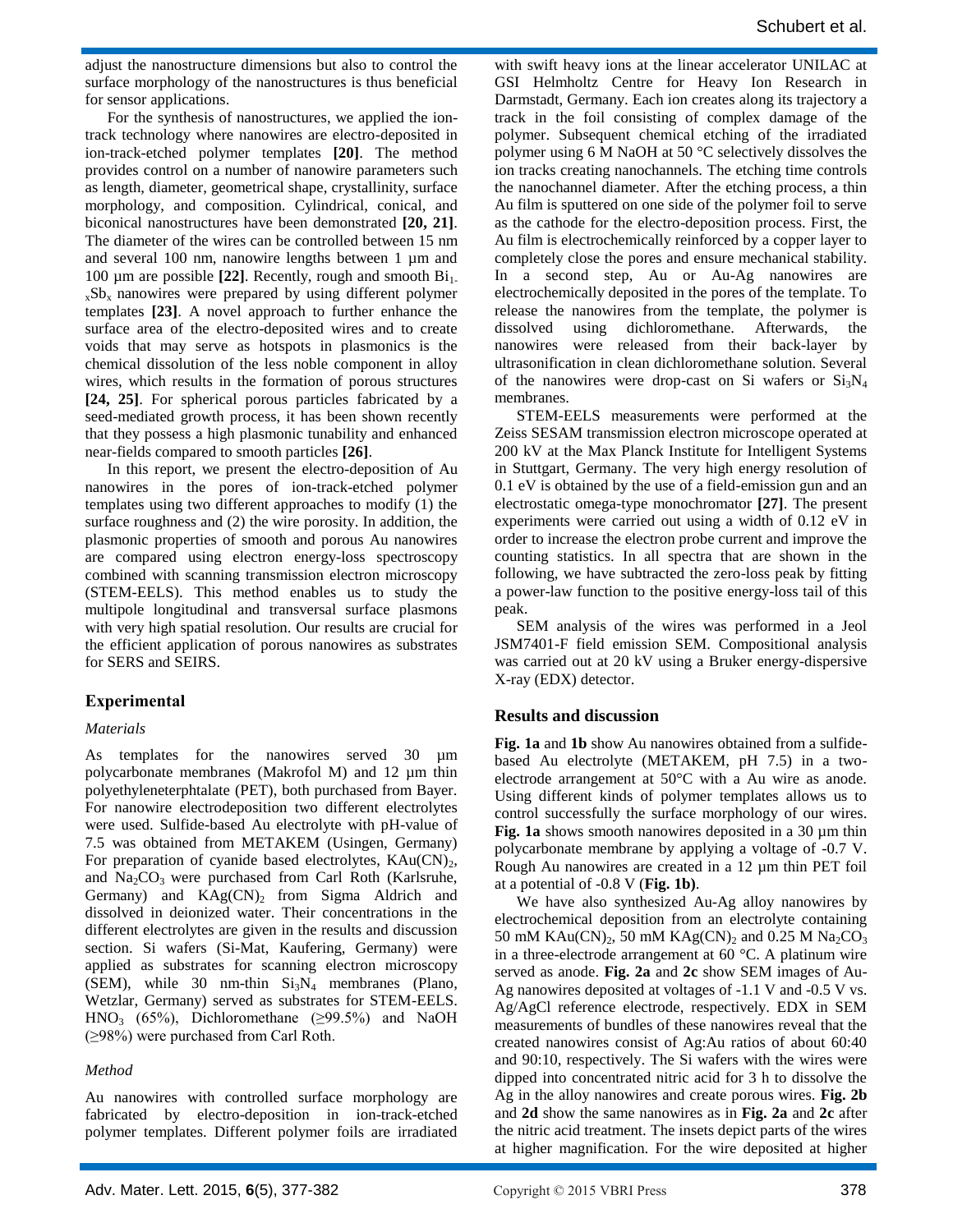adjust the nanostructure dimensions but also to control the surface morphology of the nanostructures is thus beneficial for sensor applications.

For the synthesis of nanostructures, we applied the ion-track technology where nanowires are electro-deposited in ion-track-etched polymer templates **[20]**. The method provides control on a number of nanowire parameters such as length, diameter, geometrical shape, crystallinity, surface morphology, and composition. Cylindrical, conical, and biconical nanostructures have been demonstrated **[20, 21]**. The diameter of the wires can be controlled between 15 nm and several 100 nm, nanowire lengths between 1 µm and 100 µm are possible **[22]**. Recently, rough and smooth $Bi_{1-x}Sb_x$ nanowires were prepared by using different polymer templates **[23]**. A novel approach to further enhance the surface area of the electro-deposited wires and to create voids that may serve as hotspots in plasmonics is the chemical dissolution of the less noble component in alloy wires, which results in the formation of porous structures **[24, 25]**. For spherical porous particles fabricated by a seed-mediated growth process, it has been shown recently that they possess a high plasmonic tunability and enhanced near-fields compared to smooth particles **[26]**.

In this report, we present the electro-deposition of Au nanowires in the pores of ion-track-etched polymer templates using two different approaches to modify (1) the surface roughness and (2) the wire porosity. In addition, the plasmonic properties of smooth and porous Au nanowires are compared using electron energy-loss spectroscopy combined with scanning transmission electron microscopy (STEM-EELS). This method enables us to study the multipole longitudinal and transversal surface plasmons with very high spatial resolution. Our results are crucial for the efficient application of porous nanowires as substrates for SERS and SEIRS.

## Experimental

### *Materials*

As templates for the nanowires served 30 µm polycarbonate membranes (Makrofol M) and 12 µm thin polyethyleneterphtalate (PET), both purchased from Bayer. For nanowire electrodeposition two different electrolytes were used. Sulfide-based Au electrolyte with pH-value of 7.5 was obtained from METAKEM (Usingen, Germany) For preparation of cyanide based electrolytes, $KAu(CN)_2$, and $Na_2CO_3$ were purchased from Carl Roth (Karlsruhe, Germany) and $KAg(CN)_2$ from Sigma Aldrich and dissolved in deionized water. Their concentrations in the different electrolytes are given in the results and discussion section. Si wafers (Si-Mat, Kaufering, Germany) were applied as substrates for scanning electron microscopy (SEM), while 30 nm-thin $Si_3N_4$ membranes (Plano, Wetzlar, Germany) served as substrates for STEM-EELS. $HNO_3$ (65%), Dichloromethane (≥99.5%) and NaOH (≥98%) were purchased from Carl Roth.

### *Method*

Au nanowires with controlled surface morphology are fabricated by electro-deposition in ion-track-etched polymer templates. Different polymer foils are irradiated with swift heavy ions at the linear accelerator UNILAC at GSI Helmholtz Centre for Heavy Ion Research in Darmstadt, Germany. Each ion creates along its trajectory a track in the foil consisting of complex damage of the polymer. Subsequent chemical etching of the irradiated polymer using 6 M NaOH at 50 °C selectively dissolves the ion tracks creating nanochannels. The etching time controls the nanochannel diameter. After the etching process, a thin Au film is sputtered on one side of the polymer foil to serve as the cathode for the electro-deposition process. First, the Au film is electrochemically reinforced by a copper layer to completely close the pores and ensure mechanical stability. In a second step, Au or Au-Ag nanowires are electrochemically deposited in the pores of the template. To release the nanowires from the template, the polymer is dissolved using dichloromethane. Afterwards, the nanowires were released from their back-layer by ultrasonification in clean dichloromethane solution. Several of the nanowires were drop-cast on Si wafers or $Si_3N_4$ membranes.

STEM-EELS measurements were performed at the Zeiss SESAM transmission electron microscope operated at 200 kV at the Max Planck Institute for Intelligent Systems in Stuttgart, Germany. The very high energy resolution of 0.1 eV is obtained by the use of a field-emission gun and an electrostatic omega-type monochromator **[27]**. The present experiments were carried out using a width of 0.12 eV in order to increase the electron probe current and improve the counting statistics. In all spectra that are shown in the following, we have subtracted the zero-loss peak by fitting a power-law function to the positive energy-loss tail of this peak.

SEM analysis of the wires was performed in a Jeol JSM7401-F field emission SEM. Compositional analysis was carried out at 20 kV using a Bruker energy-dispersive X-ray (EDX) detector.

## Results and discussion

**Fig. 1a** and **1b** show Au nanowires obtained from a sulfide-based Au electrolyte (METAKEM, pH 7.5) in a two-electrode arrangement at 50°C with a Au wire as anode. Using different kinds of polymer templates allows us to control successfully the surface morphology of our wires. **Fig. 1a** shows smooth nanowires deposited in a 30 µm thin polycarbonate membrane by applying a voltage of -0.7 V. Rough Au nanowires are created in a 12 µm thin PET foil at a potential of -0.8 V (**Fig. 1b)**.

We have also synthesized Au-Ag alloy nanowires by electrochemical deposition from an electrolyte containing 50 mM $KAu(CN)_2$, 50 mM $KAg(CN)_2$ and 0.25 M $Na_2CO_3$ in a three-electrode arrangement at 60 °C. A platinum wire served as anode. **Fig. 2a** and **2c** show SEM images of Au-Ag nanowires deposited at voltages of -1.1 V and -0.5 V vs. Ag/AgCl reference electrode, respectively. EDX in SEM measurements of bundles of these nanowires reveal that the created nanowires consist of Ag:Au ratios of about 60:40 and 90:10, respectively. The Si wafers with the wires were dipped into concentrated nitric acid for 3 h to dissolve the Ag in the alloy nanowires and create porous wires. **Fig. 2b** and **2d** show the same nanowires as in **Fig. 2a** and **2c** after the nitric acid treatment. The insets depict parts of the wires at higher magnification. For the wire deposited at higher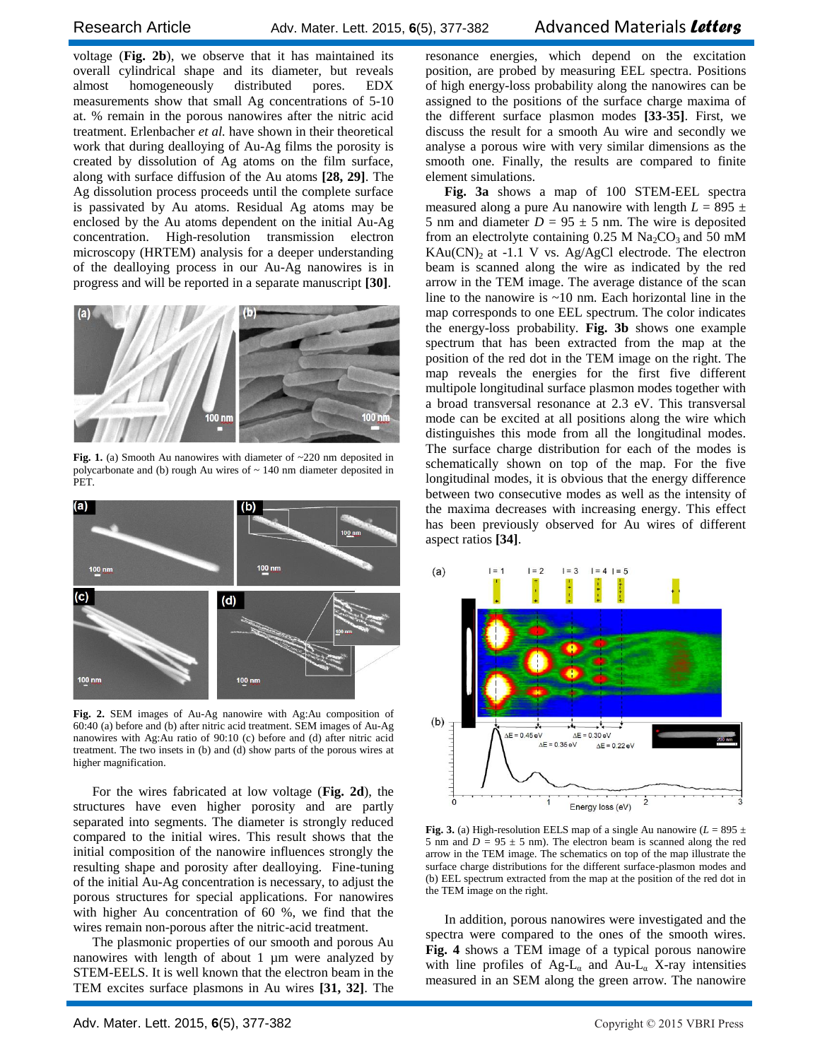voltage (**Fig. 2b**), we observe that it has maintained its overall cylindrical shape and its diameter, but reveals almost homogeneously distributed pores. EDX measurements show that small Ag concentrations of 5-10 at. % remain in the porous nanowires after the nitric acid treatment. Erlenbacher *et al.* have shown in their theoretical work that during dealloying of Au-Ag films the porosity is created by dissolution of Ag atoms on the film surface, along with surface diffusion of the Au atoms **[28, 29]**. The Ag dissolution process proceeds until the complete surface is passivated by Au atoms. Residual Ag atoms may be enclosed by the Au atoms dependent on the initial Au-Ag concentration. High-resolution transmission electron microscopy (HRTEM) analysis for a deeper understanding of the dealloying process in our Au-Ag nanowires is in progress and will be reported in a separate manuscript **[30]**.

**Fig. 1.** (a) Smooth Au nanowires with diameter of ~220 nm deposited in polycarbonate and (b) rough Au wires of ~ 140 nm diameter deposited in PET.

**Fig. 2.** SEM images of Au-Ag nanowire with Ag:Au composition of 60:40 (a) before and (b) after nitric acid treatment. SEM images of Au-Ag nanowires with Ag:Au ratio of 90:10 (c) before and (d) after nitric acid treatment. The two insets in (b) and (d) show parts of the porous wires at higher magnification.

For the wires fabricated at low voltage (**Fig. 2d**), the structures have even higher porosity and are partly separated into segments. The diameter is strongly reduced compared to the initial wires. This result shows that the initial composition of the nanowire influences strongly the resulting shape and porosity after dealloying. Fine-tuning of the initial Au-Ag concentration is necessary, to adjust the porous structures for special applications. For nanowires with higher Au concentration of 60 %, we find that the wires remain non-porous after the nitric-acid treatment.

The plasmonic properties of our smooth and porous Au nanowires with length of about 1 µm were analyzed by STEM-EELS. It is well known that the electron beam in the TEM excites surface plasmons in Au wires **[31, 32]**. The resonance energies, which depend on the excitation position, are probed by measuring EEL spectra. Positions of high energy-loss probability along the nanowires can be assigned to the positions of the surface charge maxima of the different surface plasmon modes **[33-35]**. First, we discuss the result for a smooth Au wire and secondly we analyse a porous wire with very similar dimensions as the smooth one. Finally, the results are compared to finite element simulations.

**Fig. 3a** shows a map of 100 STEM-EEL spectra measured along a pure Au nanowire with length $L = 895 \pm 5$ nm and diameter $D = 95 \pm 5$ nm. The wire is deposited from an electrolyte containing 0.25 M $Na_2CO_3$ and 50 mM $KAu(CN)_2$ at -1.1 V vs. Ag/AgCl electrode. The electron beam is scanned along the wire as indicated by the red arrow in the TEM image. The average distance of the scan line to the nanowire is ~10 nm. Each horizontal line in the map corresponds to one EEL spectrum. The color indicates the energy-loss probability. **Fig. 3b** shows one example spectrum that has been extracted from the map at the position of the red dot in the TEM image on the right. The map reveals the energies for the first five different multipole longitudinal surface plasmon modes together with a broad transversal resonance at 2.3 eV. This transversal mode can be excited at all positions along the wire which distinguishes this mode from all the longitudinal modes. The surface charge distribution for each of the modes is schematically shown on top of the map. For the five longitudinal modes, it is obvious that the energy difference between two consecutive modes as well as the intensity of the maxima decreases with increasing energy. This effect has been previously observed for Au wires of different aspect ratios **[34]**.

**Fig. 3.** (a) High-resolution EELS map of a single Au nanowire ($L = 895 \pm 5$ nm and $D = 95 \pm 5$ nm). The electron beam is scanned along the red arrow in the TEM image. The schematics on top of the map illustrate the surface charge distributions for the different surface-plasmon modes and (b) EEL spectrum extracted from the map at the position of the red dot in the TEM image on the right.

In addition, porous nanowires were investigated and the spectra were compared to the ones of the smooth wires. **Fig. 4** shows a TEM image of a typical porous nanowire with line profiles of Ag-$L_\alpha$ and Au-$L_\alpha$ X-ray intensities measured in an SEM along the green arrow. The nanowire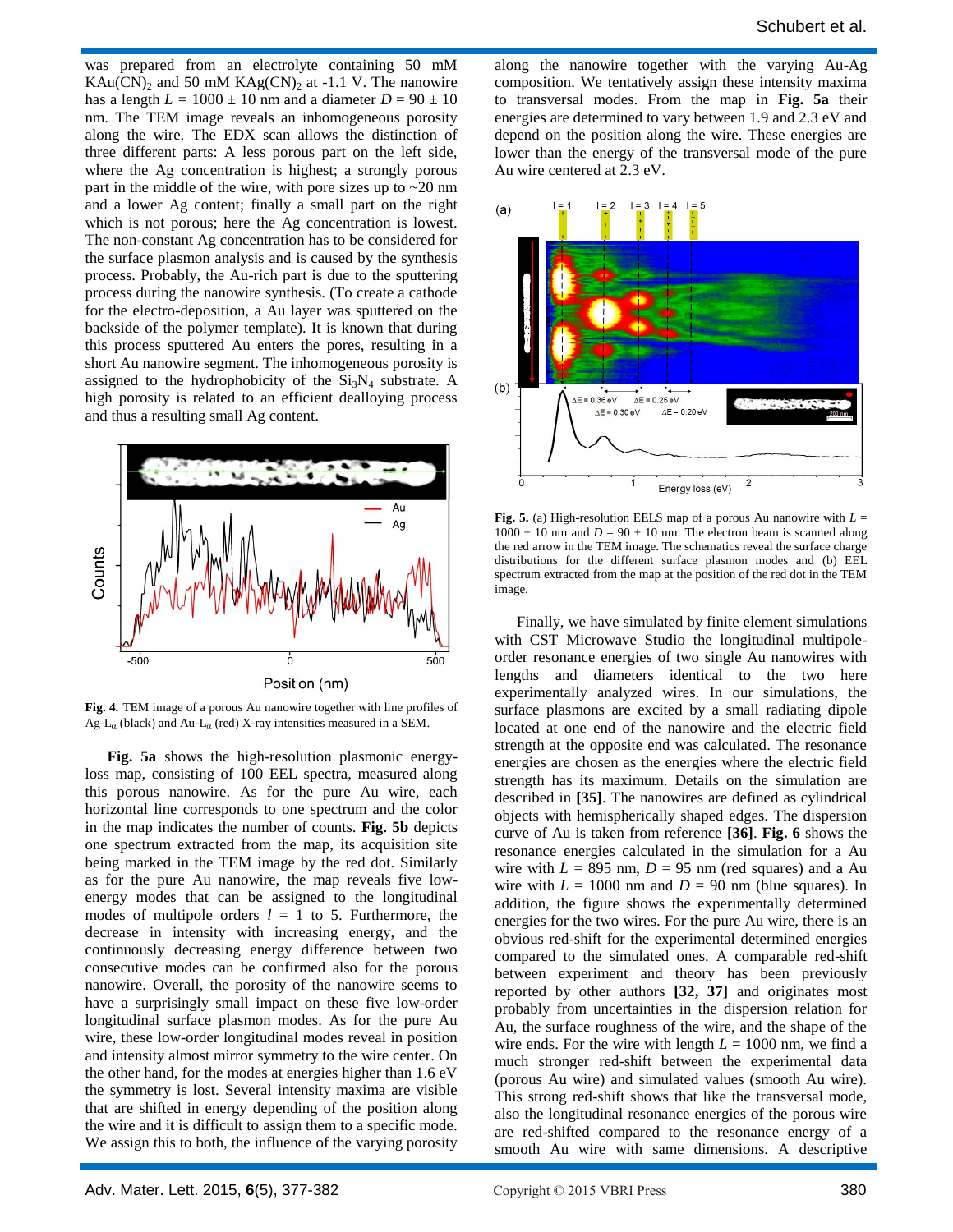was prepared from an electrolyte containing 50 mM $KAu(CN)_2$ and 50 mM $KAg(CN)_2$ at -1.1 V. The nanowire has a length $L = 1000 \pm 10$ nm and a diameter $D = 90 \pm 10$ nm. The TEM image reveals an inhomogeneous porosity along the wire. The EDX scan allows the distinction of three different parts: A less porous part on the left side, where the Ag concentration is highest; a strongly porous part in the middle of the wire, with pore sizes up to ~20 nm and a lower Ag content; finally a small part on the right which is not porous; here the Ag concentration is lowest. The non-constant Ag concentration has to be considered for the surface plasmon analysis and is caused by the synthesis process. Probably, the Au-rich part is due to the sputtering process during the nanowire synthesis. (To create a cathode for the electro-deposition, a Au layer was sputtered on the backside of the polymer template). It is known that during this process sputtered Au enters the pores, resulting in a short Au nanowire segment. The inhomogeneous porosity is assigned to the hydrophobicity of the $Si_3N_4$ substrate. A high porosity is related to an efficient dealloying process and thus a resulting small Ag content.

**Fig. 4.** TEM image of a porous Au nanowire together with line profiles of Ag-L$_\alpha$ (black) and Au-L$_\alpha$ (red) X-ray intensities measured in a SEM.

**Fig. 5a** shows the high-resolution plasmonic energy-loss map, consisting of 100 EEL spectra, measured along this porous nanowire. As for the pure Au wire, each horizontal line corresponds to one spectrum and the color in the map indicates the number of counts. **Fig. 5b** depicts one spectrum extracted from the map, its acquisition site being marked in the TEM image by the red dot. Similarly as for the pure Au nanowire, the map reveals five low-energy modes that can be assigned to the longitudinal modes of multipole orders $l = 1$ to 5. Furthermore, the decrease in intensity with increasing energy, and the continuously decreasing energy difference between two consecutive modes can be confirmed also for the porous nanowire. Overall, the porosity of the nanowire seems to have a surprisingly small impact on these five low-order longitudinal surface plasmon modes. As for the pure Au wire, these low-order longitudinal modes reveal in position and intensity almost mirror symmetry to the wire center. On the other hand, for the modes at energies higher than 1.6 eV the symmetry is lost. Several intensity maxima are visible that are shifted in energy depending of the position along the wire and it is difficult to assign them to a specific mode. We assign this to both, the influence of the varying porosity along the nanowire together with the varying Au-Ag composition. We tentatively assign these intensity maxima to transversal modes. From the map in **Fig. 5a** their energies are determined to vary between 1.9 and 2.3 eV and depend on the position along the wire. These energies are lower than the energy of the transversal mode of the pure Au wire centered at 2.3 eV.

**Fig. 5.** (a) High-resolution EELS map of a porous Au nanowire with $L = 1000 \pm 10$ nm and $D = 90 \pm 10$ nm. The electron beam is scanned along the red arrow in the TEM image. The schematics reveal the surface charge distributions for the different surface plasmon modes and (b) EEL spectrum extracted from the map at the position of the red dot in the TEM image.

Finally, we have simulated by finite element simulations with CST Microwave Studio the longitudinal multipole-order resonance energies of two single Au nanowires with lengths and diameters identical to the two here experimentally analyzed wires. In our simulations, the surface plasmons are excited by a small radiating dipole located at one end of the nanowire and the electric field strength at the opposite end was calculated. The resonance energies are chosen as the energies where the electric field strength has its maximum. Details on the simulation are described in **[35]**. The nanowires are defined as cylindrical objects with hemispherically shaped edges. The dispersion curve of Au is taken from reference **[36]**. **Fig. 6** shows the resonance energies calculated in the simulation for a Au wire with $L = 895$ nm, $D = 95$ nm (red squares) and a Au wire with $L = 1000$ nm and $D = 90$ nm (blue squares). In addition, the figure shows the experimentally determined energies for the two wires. For the pure Au wire, there is an obvious red-shift for the experimental determined energies compared to the simulated ones. A comparable red-shift between experiment and theory has been previously reported by other authors **[32, 37]** and originates most probably from uncertainties in the dispersion relation for Au, the surface roughness of the wire, and the shape of the wire ends. For the wire with length $L = 1000$ nm, we find a much stronger red-shift between the experimental data (porous Au wire) and simulated values (smooth Au wire). This strong red-shift shows that like the transversal mode, also the longitudinal resonance energies of the porous wire are red-shifted compared to the resonance energy of a smooth Au wire with same dimensions. A descriptive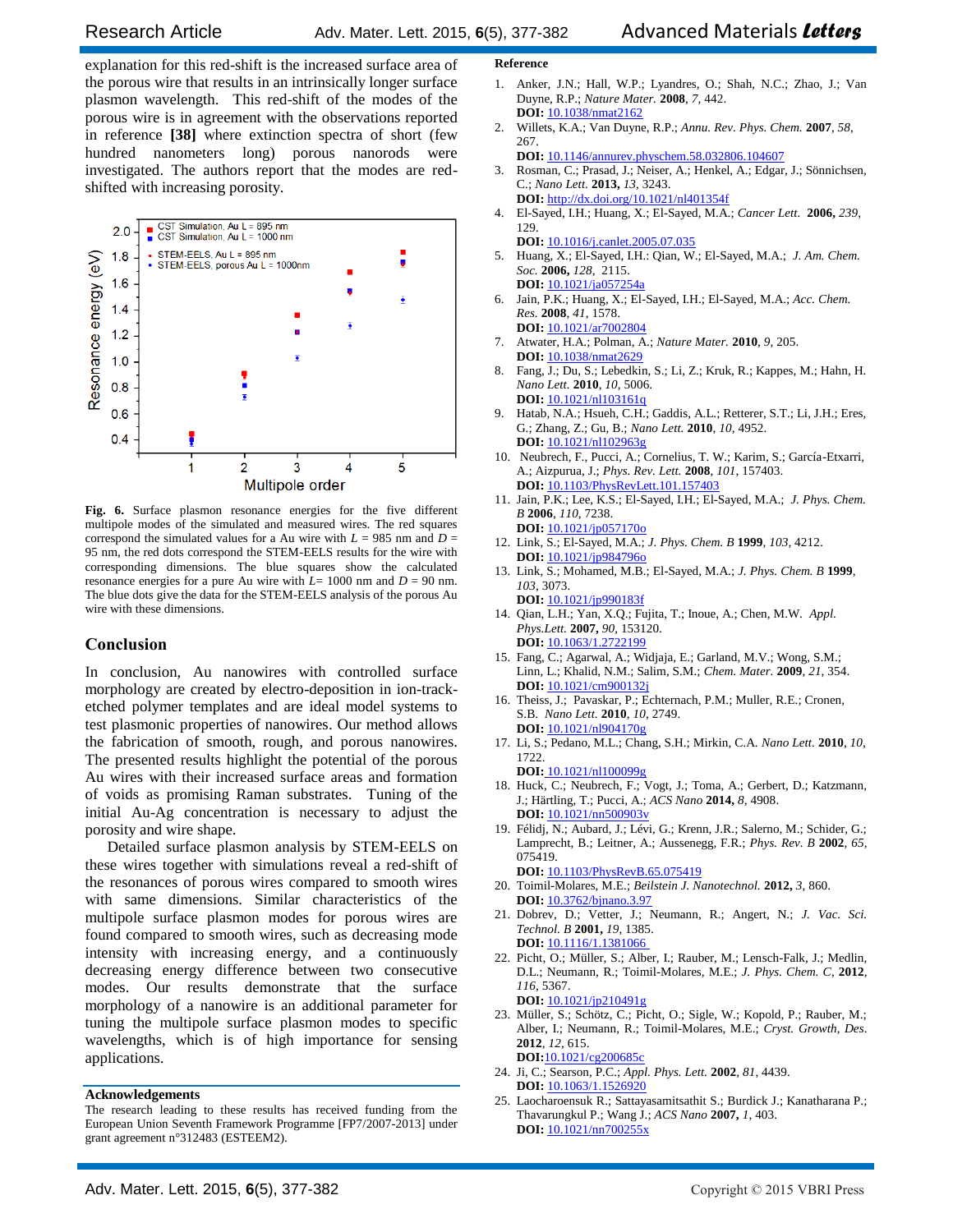explanation for this red-shift is the increased surface area of the porous wire that results in an intrinsically longer surface plasmon wavelength. This red-shift of the modes of the porous wire is in agreement with the observations reported in reference **[38]** where extinction spectra of short (few hundred nanometers long) porous nanorods were investigated. The authors report that the modes are red-shifted with increasing porosity.

**Fig. 6.** Surface plasmon resonance energies for the five different multipole modes of the simulated and measured wires. The red squares correspond the simulated values for a Au wire with $L$ = 985 nm and $D$ = 95 nm, the red dots correspond the STEM-EELS results for the wire with corresponding dimensions. The blue squares show the calculated resonance energies for a pure Au wire with $L$= 1000 nm and $D$ = 90 nm. The blue dots give the data for the STEM-EELS analysis of the porous Au wire with these dimensions.

## Conclusion

In conclusion, Au nanowires with controlled surface morphology are created by electro-deposition in ion-track-etched polymer templates and are ideal model systems to test plasmonic properties of nanowires. Our method allows the fabrication of smooth, rough, and porous nanowires. The presented results highlight the potential of the porous Au wires with their increased surface areas and formation of voids as promising Raman substrates. Tuning of the initial Au-Ag concentration is necessary to adjust the porosity and wire shape.

Detailed surface plasmon analysis by STEM-EELS on these wires together with simulations reveal a red-shift of the resonances of porous wires compared to smooth wires with same dimensions. Similar characteristics of the multipole surface plasmon modes for porous wires are found compared to smooth wires, such as decreasing mode intensity with increasing energy, and a continuously decreasing energy difference between two consecutive modes. Our results demonstrate that the surface morphology of a nanowire is an additional parameter for tuning the multipole surface plasmon modes to specific wavelengths, which is of high importance for sensing applications.

### Acknowledgements

The research leading to these results has received funding from the European Union Seventh Framework Programme [FP7/2007-2013] under grant agreement n°312483 (ESTEEM2).

### Reference

1. Anker, J.N.; Hall, W.P.; Lyandres, O.; Shah, N.C.; Zhao, J.; Van Duyne, R.P.; *Nature Mater.* **2008**, *7*, 442. **DOI:** 10.1038/nmat2162
2. Willets, K.A.; Van Duyne, R.P.; *Annu. Rev. Phys. Chem.* **2007**, *58*, 267. **DOI:** 10.1146/annurev.physchem.58.032806.104607
3. Rosman, C.; Prasad, J.; Neiser, A.; Henkel, A.; Edgar, J.; Sönnichsen, C.; *Nano Lett.* **2013,** *13*, 3243. **DOI:** http://dx.doi.org/10.1021/nl401354f
4. El-Sayed, I.H.; Huang, X.; El-Sayed, M.A.; *Cancer Lett.* **2006,** *239*, 129. **DOI:** 10.1016/j.canlet.2005.07.035
5. Huang, X.; El-Sayed, I.H.: Qian, W.; El-Sayed, M.A.; *J. Am. Chem. Soc.* **2006**, *128*, 2115. **DOI:** 10.1021/ja057254a
6. Jain, P.K.; Huang, X.; El-Sayed, I.H.; El-Sayed, M.A.; *Acc. Chem. Res.* **2008**, *41*, 1578. **DOI:** 10.1021/ar7002804
7. Atwater, H.A.; Polman, A.; *Nature Mater.* **2010**, *9*, 205. **DOI:** 10.1038/nmat2629
8. Fang, J.; Du, S.; Lebedkin, S.; Li, Z.; Kruk, R.; Kappes, M.; Hahn, H. *Nano Lett.* **2010**, *10*, 5006. **DOI:** 10.1021/nl103161q
9. Hatab, N.A.; Hsueh, C.H.; Gaddis, A.L.; Retterer, S.T.; Li, J.H.; Eres, G.; Zhang, Z.; Gu, B.; *Nano Lett.* **2010**, *10*, 4952. **DOI:** 10.1021/nl102963g
10. Neubrech, F., Pucci, A.; Cornelius, T. W.; Karim, S.; García-Etxarri, A.; Aizpurua, J.; *Phys. Rev. Lett.* **2008**, *101*, 157403. **DOI:** 10.1103/PhysRevLett.101.157403
11. Jain, P.K.; Lee, K.S.; El-Sayed, I.H.; El-Sayed, M.A.; *J. Phys. Chem. B* **2006**, *110*, 7238. **DOI:** 10.1021/jp057170o
12. Link, S.; El-Sayed, M.A.; *J. Phys. Chem. B* **1999**, *103*, 4212. **DOI:** 10.1021/jp984796o
13. Link, S.; Mohamed, M.B.; El-Sayed, M.A.; *J. Phys. Chem. B* **1999**, *103*, 3073. **DOI:** 10.1021/jp990183f
14. Qian, L.H.; Yan, X.Q.; Fujita, T.; Inoue, A.; Chen, M.W. *Appl. Phys.Lett.* **2007**, *90*, 153120. **DOI:** 10.1063/1.2722199
15. Fang, C.; Agarwal, A.; Widjaja, E.; Garland, M.V.; Wong, S.M.; Linn, L.; Khalid, N.M.; Salim, S.M.; *Chem. Mater.* **2009**, *21*, 354. **DOI:** 10.1021/cm900132j
16. Theiss, J.; Pavaskar, P.; Echternach, P.M.; Muller, R.E.; Cronen, S.B. *Nano Lett.* **2010**, *10*, 2749. **DOI:** 10.1021/nl904170g
17. Li, S.; Pedano, M.L.; Chang, S.H.; Mirkin, C.A. *Nano Lett.* **2010**, *10*, 1722. **DOI:** 10.1021/nl100099g
18. Huck, C.; Neubrech, F.; Vogt, J.; Toma, A.; Gerbert, D.; Katzmann, J.; Härtling, T.; Pucci, A.; *ACS Nano* **2014,** *8*, 4908. **DOI:** 10.1021/nn500903v
19. Félidj, N.; Aubard, J.; Lévi, G.; Krenn, J.R.; Salerno, M.; Schider, G.; Lamprecht, B.; Leitner, A.; Aussenegg, F.R.; *Phys. Rev. B* **2002**, *65*, 075419. **DOI:** 10.1103/PhysRevB.65.075419
20. Toimil-Molares, M.E.; *Beilstein J. Nanotechnol.* **2012,** *3*, 860. **DOI:** 10.3762/bjnano.3.97
21. Dobrev, D.; Vetter, J.; Neumann, R.; Angert, N.; *J. Vac. Sci. Technol. B* **2001**, *19*, 1385. **DOI:** 10.1116/1.1381066
22. Picht, O.; Müller, S.; Alber, I.; Rauber, M.; Lensch-Falk, J.; Medlin, D.L.; Neumann, R.; Toimil-Molares, M.E.; *J. Phys. Chem. C*, **2012**, *116*, 5367. **DOI:** 10.1021/jp210491g
23. Müller, S.; Schötz, C.; Picht, O.; Sigle, W.; Kopold, P.; Rauber, M.; Alber, I.; Neumann, R.; Toimil-Molares, M.E.; *Cryst. Growth, Des.* **2012**, *12*, 615. **DOI:**10.1021/cg200685c
24. Ji, C.; Searson, P.C.; *Appl. Phys. Lett.* **2002**, *81*, 4439. **DOI:** 10.1063/1.1526920
25. Laocharoensuk R.; Sattayasamitsathit S.; Burdick J.; Kanatharana P.; Thavarungkul P.; Wang J.; *ACS Nano* **2007,** *1*, 403. **DOI:** 10.1021/nn700255x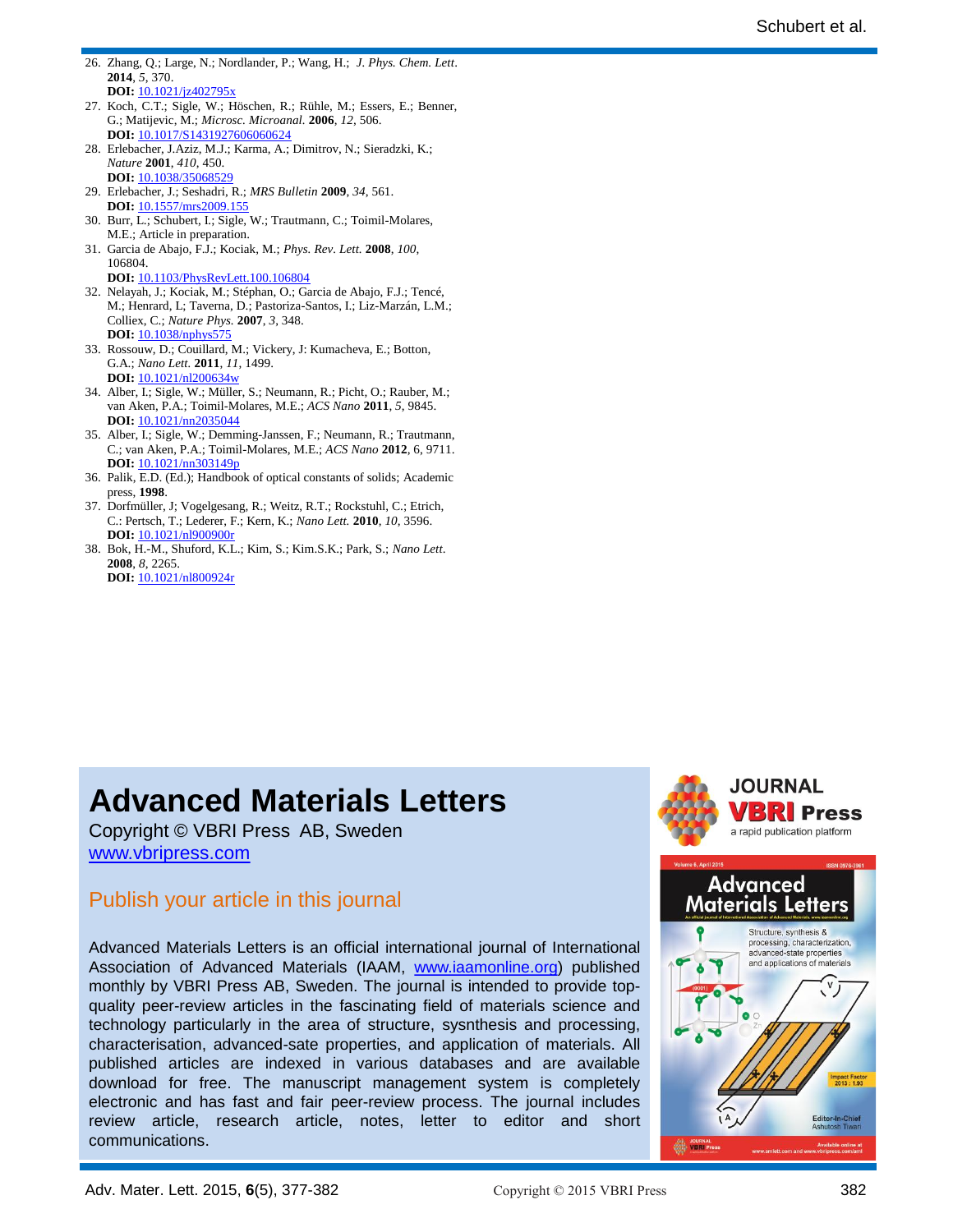26. Zhang, Q.; Large, N.; Nordlander, P.; Wang, H.; *J. Phys. Chem. Lett*. **2014**, *5*, 370.
    **DOI:** 10.1021/jz402795x
27. Koch, C.T.; Sigle, W.; Höschen, R.; Rühle, M.; Essers, E.; Benner, G.; Matijevic, M.; *Microsc. Microanal.* **2006**, *12*, 506.
    **DOI:** 10.1017/S1431927606060624
28. Erlebacher, J.Aziz, M.J.; Karma, A.; Dimitrov, N.; Sieradzki, K.; *Nature* **2001**, *410*, 450.
    **DOI:** 10.1038/35068529
29. Erlebacher, J.; Seshadri, R.; *MRS Bulletin* **2009**, *34*, 561.
    **DOI:** 10.1557/mrs2009.155
30. Burr, L.; Schubert, I.; Sigle, W.; Trautmann, C.; Toimil-Molares, M.E.; Article in preparation.
31. Garcia de Abajo, F.J.; Kociak, M.; *Phys. Rev. Lett.* **2008**, *100*, 106804.
    **DOI:** 10.1103/PhysRevLett.100.106804
32. Nelayah, J.; Kociak, M.; Stéphan, O.; Garcia de Abajo, F.J.; Tencé, M.; Henrard, L; Taverna, D.; Pastoriza-Santos, I.; Liz-Marzán, L.M.; Colliex, C.; *Nature Phys.* **2007**, *3*, 348.
    **DOI:** 10.1038/nphys575
33. Rossouw, D.; Couillard, M.; Vickery, J: Kumacheva, E.; Botton, G.A.; *Nano Lett.* **2011**, *11*, 1499.
    **DOI:** 10.1021/nl200634w
34. Alber, I.; Sigle, W.; Müller, S.; Neumann, R.; Picht, O.; Rauber, M.; van Aken, P.A.; Toimil-Molares, M.E.; *ACS Nano* **2011**, *5*, 9845.
    **DOI:** 10.1021/nn2035044
35. Alber, I.; Sigle, W.; Demming-Janssen, F.; Neumann, R.; Trautmann, C.; van Aken, P.A.; Toimil-Molares, M.E.; *ACS Nano* **2012**, 6, 9711.
    **DOI:** 10.1021/nn303149p
36. Palik, E.D. (Ed.); Handbook of optical constants of solids; Academic press, **1998**.
37. Dorfmüller, J; Vogelgesang, R.; Weitz, R.T.; Rockstuhl, C.; Etrich, C.: Pertsch, T.; Lederer, F.; Kern, K.; *Nano Lett.* **2010**, *10*, 3596.
    **DOI:** 10.1021/nl900900r
38. Bok, H.-M., Shuford, K.L.; Kim, S.; Kim.S.K.; Park, S.; *Nano Lett*. **2008**, *8*, 2265.
    **DOI:** 10.1021/nl800924r

# Advanced Materials Letters

Copyright © VBRI Press AB, Sweden

www.vbripress.com

## Publish your article in this journal

Advanced Materials Letters is an official international journal of International Association of Advanced Materials (IAAM, www.iaamonline.org) published monthly by VBRI Press AB, Sweden. The journal is intended to provide top-quality peer-review articles in the fascinating field of materials science and technology particularly in the area of structure, sysnthesis and processing, characterisation, advanced-sate properties, and application of materials. All published articles are indexed in various databases and are available download for free. The manuscript management system is completely electronic and has fast and fair peer-review process. The journal includes review article, research article, notes, letter to editor and short communications.